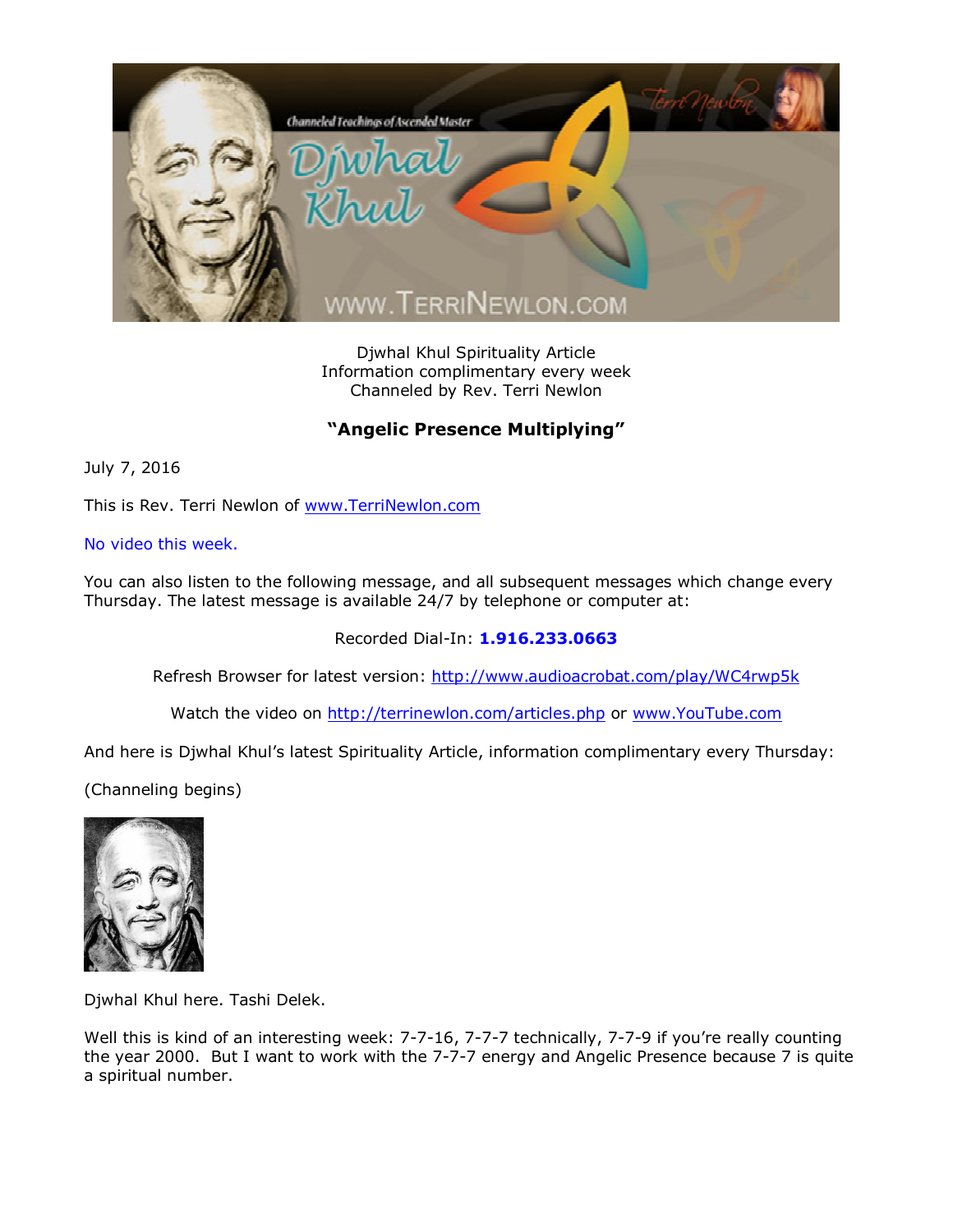Djwhal Khul Spirituality Article
Information complimentary every week
Channeled by Rev. Terri Newlon

## "Angelic Presence Multiplying"

July 7, 2016

This is Rev. Terri Newlon of www.TerriNewlon.com

No video this week.

You can also listen to the following message, and all subsequent messages which change every Thursday. The latest message is available 24/7 by telephone or computer at:

Recorded Dial-In: **1.916.233.0663**

Refresh Browser for latest version: http://www.audioacrobat.com/play/WC4rwp5k

Watch the video on http://terrinewlon.com/articles.php or www.YouTube.com

And here is Djwhal Khul's latest Spirituality Article, information complimentary every Thursday:

(Channeling begins)

Djwhal Khul here. Tashi Delek.

Well this is kind of an interesting week: 7-7-16, 7-7-7 technically, 7-7-9 if you're really counting the year 2000. But I want to work with the 7-7-7 energy and Angelic Presence because 7 is quite a spiritual number.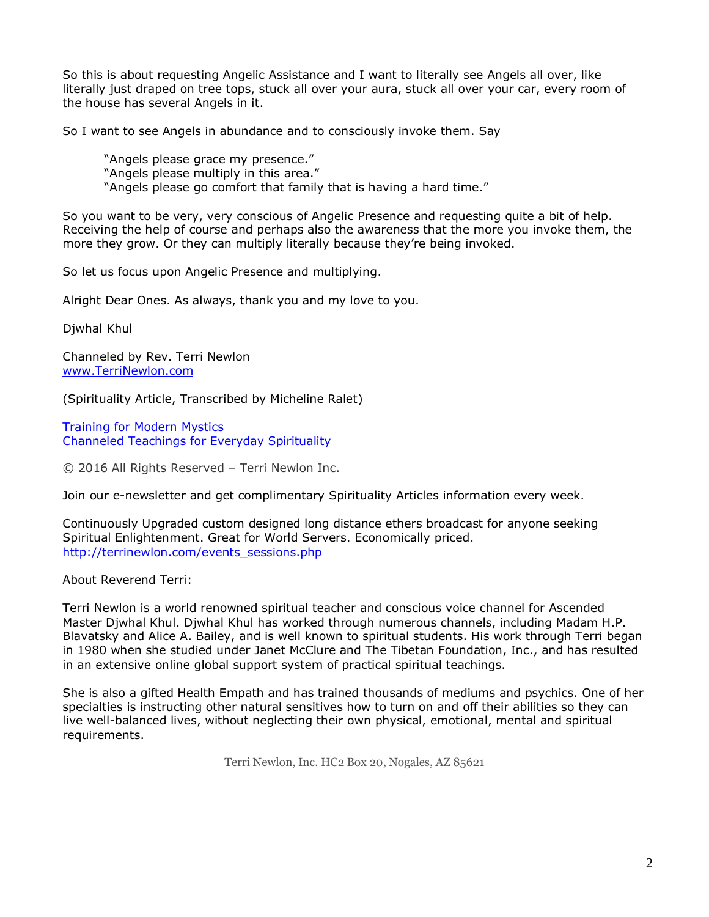So this is about requesting Angelic Assistance and I want to literally see Angels all over, like literally just draped on tree tops, stuck all over your aura, stuck all over your car, every room of the house has several Angels in it.

So I want to see Angels in abundance and to consciously invoke them. Say

> "Angels please grace my presence."
> "Angels please multiply in this area."
> "Angels please go comfort that family that is having a hard time."

So you want to be very, very conscious of Angelic Presence and requesting quite a bit of help. Receiving the help of course and perhaps also the awareness that the more you invoke them, the more they grow. Or they can multiply literally because they're being invoked.

So let us focus upon Angelic Presence and multiplying.

Alright Dear Ones. As always, thank you and my love to you.

Djwhal Khul

Channeled by Rev. Terri Newlon
www.TerriNewlon.com

(Spirituality Article, Transcribed by Micheline Ralet)

Training for Modern Mystics
Channeled Teachings for Everyday Spirituality

© 2016 All Rights Reserved – Terri Newlon Inc.

Join our e-newsletter and get complimentary Spirituality Articles information every week.

Continuously Upgraded custom designed long distance ethers broadcast for anyone seeking Spiritual Enlightenment. Great for World Servers. Economically priced.
http://terrinewlon.com/events_sessions.php

About Reverend Terri:

Terri Newlon is a world renowned spiritual teacher and conscious voice channel for Ascended Master Djwhal Khul. Djwhal Khul has worked through numerous channels, including Madam H.P. Blavatsky and Alice A. Bailey, and is well known to spiritual students. His work through Terri began in 1980 when she studied under Janet McClure and The Tibetan Foundation, Inc., and has resulted in an extensive online global support system of practical spiritual teachings.

She is also a gifted Health Empath and has trained thousands of mediums and psychics. One of her specialties is instructing other natural sensitives how to turn on and off their abilities so they can live well-balanced lives, without neglecting their own physical, emotional, mental and spiritual requirements.

Terri Newlon, Inc. HC2 Box 20, Nogales, AZ 85621